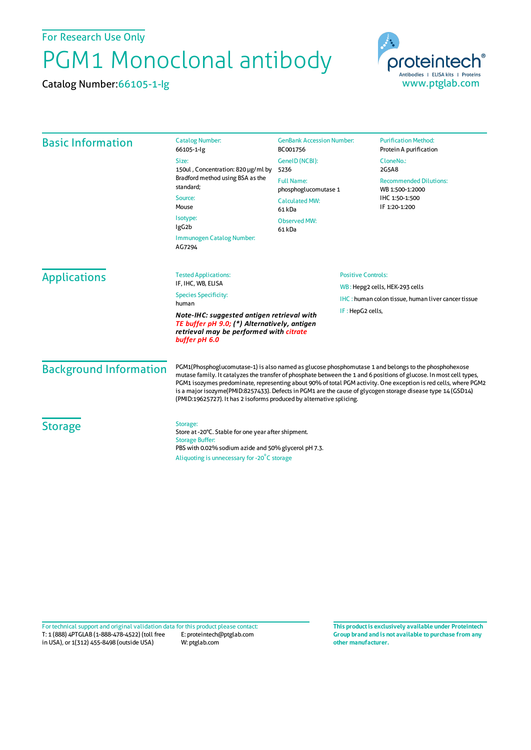For Research Use Only

# PGM1 Monoclonal antibody

Catalog Number: 66105-1-Ig

proteintech®
Antibodies | ELISA kits | Proteins
www.ptglab.com

## Basic Information

**Catalog Number:**
66105-1-Ig

**Size:**
150ul , Concentration: 820 μg/ml by Bradford method using BSA as the standard;

**Source:**
Mouse

**Isotype:**
IgG2b

**Immunogen Catalog Number:**
AG7294

**GenBank Accession Number:**
BC001756

**GeneID (NCBI):**
5236

**Full Name:**
phosphoglucomutase 1

**Calculated MW:**
61 kDa

**Observed MW:**
61 kDa

**Purification Method:**
Protein A purification

**CloneNo.:**
2G5A8

**Recommended Dilutions:**
WB 1:500-1:2000
IHC 1:50-1:500
IF 1:20-1:200

## Applications

**Tested Applications:**
IF, IHC, WB, ELISA

**Species Specificity:**
human

***Note-IHC: suggested antigen retrieval with TE buffer pH 9.0; (\*) Alternatively, antigen retrieval may be performed with citrate buffer pH 6.0***

**Positive Controls:**

WB : Hepg2 cells, HEK-293 cells

IHC : human colon tissue, human liver cancer tissue

IF : HepG2 cells,

## Background Information

PGM1(Phosphoglucomutase-1) is also named as glucose phosphomutase 1 and belongs to the phosphohexose mutase family. It catalyzes the transfer of phosphate between the 1 and 6 positions of glucose. In most cell types, PGM1 isozymes predominate, representing about 90% of total PGM activity. One exception is red cells, where PGM2 is a major isozyme(PMID:8257433). Defects in PGM1 are the cause of glycogen storage disease type 14 (GSD14) (PMID:19625727). It has 2 isoforms produced by alternative splicing.

## Storage

**Storage:**
Store at -20°C. Stable for one year after shipment.

**Storage Buffer:**
PBS with 0.02% sodium azide and 50% glycerol pH 7.3.

Aliquoting is unnecessary for -20°C storage

For technical support and original validation data for this product please contact:
T: 1 (888) 4PTGLAB (1-888-478-4522) (toll free in USA), or 1(312) 455-8498 (outside USA)
E: proteintech@ptglab.com
W: ptglab.com

**This product is exclusively available under Proteintech Group brand and is not available to purchase from any other manufacturer.**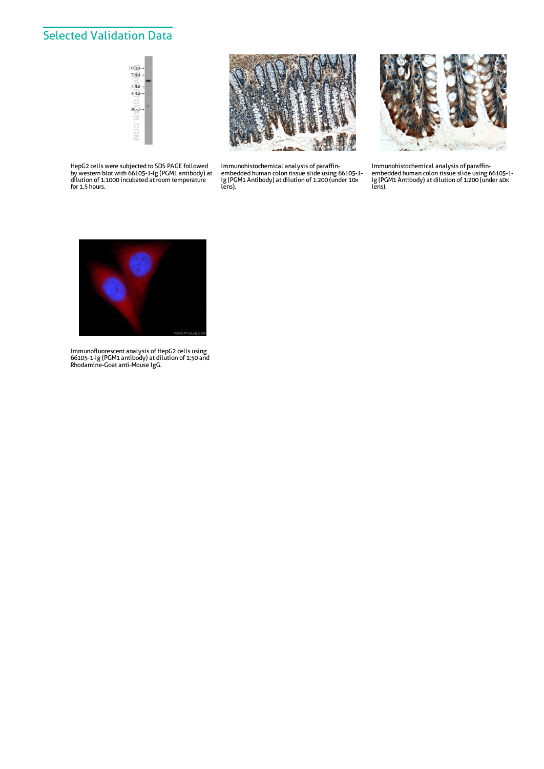## Selected Validation Data

100kd→
70kd→
50kd→
40kd→
30kd→

HepG2 cells were subjected to SDS PAGE followed by western blot with 66105-1-Ig (PGM1 antibody) at dilution of 1:1000 incubated at room temperature for 1.5 hours.

Immunohistochemical analysis of paraffin-embedded human colon tissue slide using 66105-1-Ig (PGM1 Antibody) at dilution of 1:200 (under 10x lens).

Immunohistochemical analysis of paraffin-embedded human colon tissue slide using 66105-1-Ig (PGM1 Antibody) at dilution of 1:200 (under 40x lens).

Immunofluorescent analysis of HepG2 cells using 66105-1-Ig (PGM1 antibody) at dilution of 1:50 and Rhodamine-Goat anti-Mouse IgG.